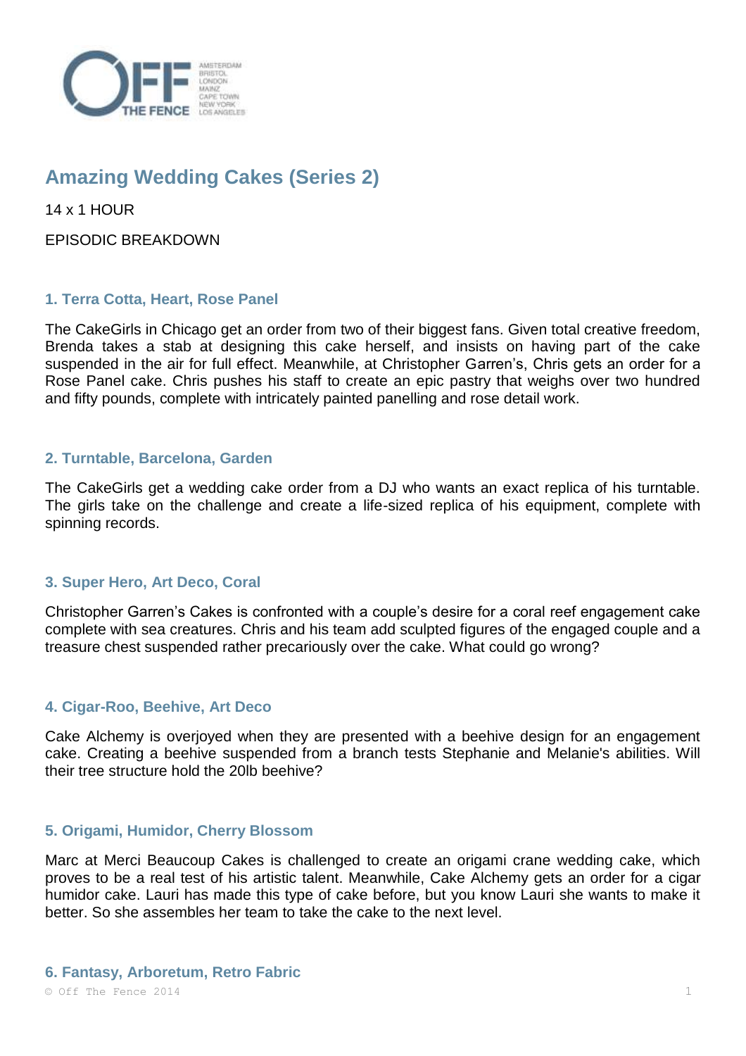# Amazing Wedding Cakes (Series 2)

14 x 1 HOUR

EPISODIC BREAKDOWN

### 1. Terra Cotta, Heart, Rose Panel

The CakeGirls in Chicago get an order from two of their biggest fans. Given total creative freedom, Brenda takes a stab at designing this cake herself, and insists on having part of the cake suspended in the air for full effect. Meanwhile, at Christopher Garren's, Chris gets an order for a Rose Panel cake. Chris pushes his staff to create an epic pastry that weighs over two hundred and fifty pounds, complete with intricately painted panelling and rose detail work.

### 2. Turntable, Barcelona, Garden

The CakeGirls get a wedding cake order from a DJ who wants an exact replica of his turntable. The girls take on the challenge and create a life-sized replica of his equipment, complete with spinning records.

### 3. Super Hero, Art Deco, Coral

Christopher Garren's Cakes is confronted with a couple's desire for a coral reef engagement cake complete with sea creatures. Chris and his team add sculpted figures of the engaged couple and a treasure chest suspended rather precariously over the cake. What could go wrong?

### 4. Cigar-Roo, Beehive, Art Deco

Cake Alchemy is overjoyed when they are presented with a beehive design for an engagement cake. Creating a beehive suspended from a branch tests Stephanie and Melanie's abilities. Will their tree structure hold the 20lb beehive?

### 5. Origami, Humidor, Cherry Blossom

Marc at Merci Beaucoup Cakes is challenged to create an origami crane wedding cake, which proves to be a real test of his artistic talent. Meanwhile, Cake Alchemy gets an order for a cigar humidor cake. Lauri has made this type of cake before, but you know Lauri she wants to make it better. So she assembles her team to take the cake to the next level.

### 6. Fantasy, Arboretum, Retro Fabric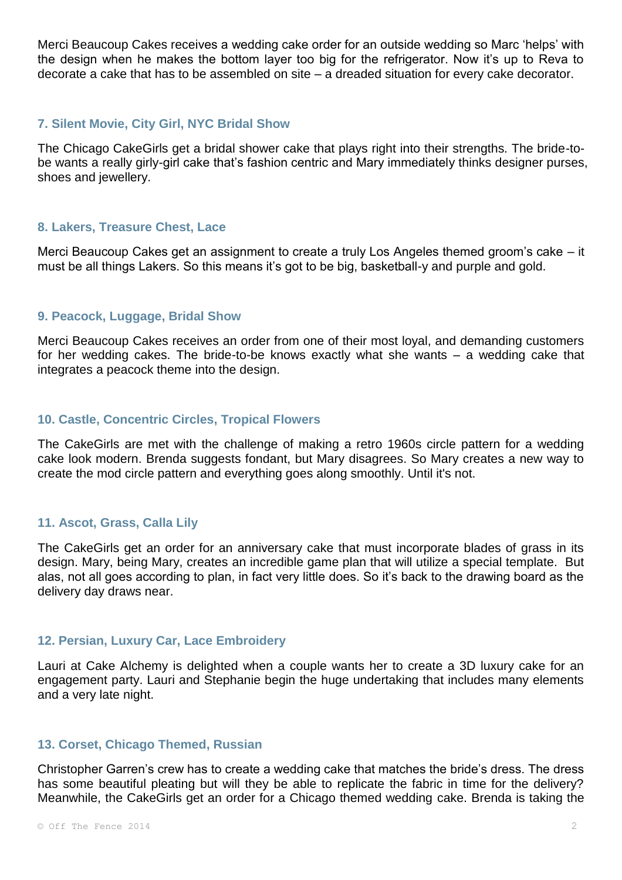Merci Beaucoup Cakes receives a wedding cake order for an outside wedding so Marc 'helps' with the design when he makes the bottom layer too big for the refrigerator. Now it's up to Reva to decorate a cake that has to be assembled on site – a dreaded situation for every cake decorator.

### 7. Silent Movie, City Girl, NYC Bridal Show

The Chicago CakeGirls get a bridal shower cake that plays right into their strengths. The bride-to-be wants a really girly-girl cake that's fashion centric and Mary immediately thinks designer purses, shoes and jewellery.

### 8. Lakers, Treasure Chest, Lace

Merci Beaucoup Cakes get an assignment to create a truly Los Angeles themed groom's cake – it must be all things Lakers. So this means it's got to be big, basketball-y and purple and gold.

### 9. Peacock, Luggage, Bridal Show

Merci Beaucoup Cakes receives an order from one of their most loyal, and demanding customers for her wedding cakes. The bride-to-be knows exactly what she wants – a wedding cake that integrates a peacock theme into the design.

### 10. Castle, Concentric Circles, Tropical Flowers

The CakeGirls are met with the challenge of making a retro 1960s circle pattern for a wedding cake look modern. Brenda suggests fondant, but Mary disagrees. So Mary creates a new way to create the mod circle pattern and everything goes along smoothly. Until it's not.

### 11. Ascot, Grass, Calla Lily

The CakeGirls get an order for an anniversary cake that must incorporate blades of grass in its design. Mary, being Mary, creates an incredible game plan that will utilize a special template. But alas, not all goes according to plan, in fact very little does. So it's back to the drawing board as the delivery day draws near.

### 12. Persian, Luxury Car, Lace Embroidery

Lauri at Cake Alchemy is delighted when a couple wants her to create a 3D luxury cake for an engagement party. Lauri and Stephanie begin the huge undertaking that includes many elements and a very late night.

### 13. Corset, Chicago Themed, Russian

Christopher Garren's crew has to create a wedding cake that matches the bride's dress. The dress has some beautiful pleating but will they be able to replicate the fabric in time for the delivery? Meanwhile, the CakeGirls get an order for a Chicago themed wedding cake. Brenda is taking the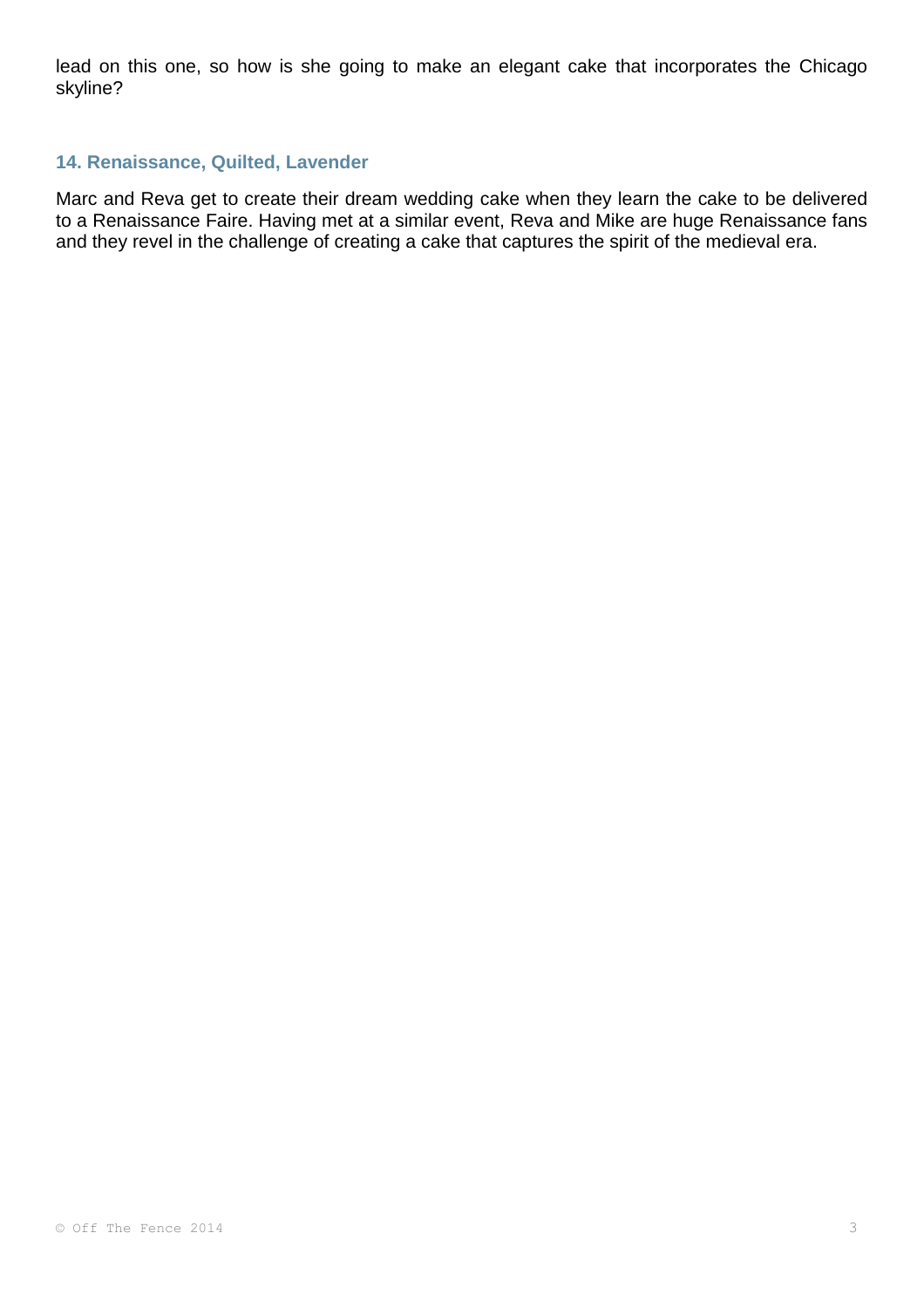lead on this one, so how is she going to make an elegant cake that incorporates the Chicago skyline?

### 14. Renaissance, Quilted, Lavender

Marc and Reva get to create their dream wedding cake when they learn the cake to be delivered to a Renaissance Faire. Having met at a similar event, Reva and Mike are huge Renaissance fans and they revel in the challenge of creating a cake that captures the spirit of the medieval era.